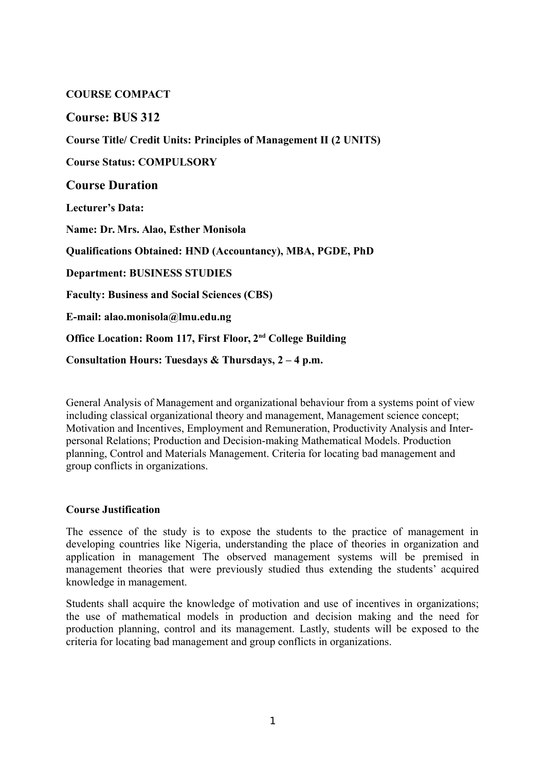**COURSE COMPACT**

## Course: BUS 312

**Course Title/ Credit Units: Principles of Management II (2 UNITS)**

**Course Status: COMPULSORY**

## Course Duration

**Lecturer's Data:**

**Name: Dr. Mrs. Alao, Esther Monisola**

**Qualifications Obtained: HND (Accountancy), MBA, PGDE, PhD**

**Department: BUSINESS STUDIES**

**Faculty: Business and Social Sciences (CBS)**

**E-mail: alao.monisola@lmu.edu.ng**

**Office Location: Room 117, First Floor, 2nd College Building**

**Consultation Hours: Tuesdays & Thursdays, 2 – 4 p.m.**

General Analysis of Management and organizational behaviour from a systems point of view including classical organizational theory and management, Management science concept; Motivation and Incentives, Employment and Remuneration, Productivity Analysis and Inter-personal Relations; Production and Decision-making Mathematical Models. Production planning, Control and Materials Management. Criteria for locating bad management and group conflicts in organizations.

**Course Justification**

The essence of the study is to expose the students to the practice of management in developing countries like Nigeria, understanding the place of theories in organization and application in management The observed management systems will be premised in management theories that were previously studied thus extending the students' acquired knowledge in management.

Students shall acquire the knowledge of motivation and use of incentives in organizations; the use of mathematical models in production and decision making and the need for production planning, control and its management. Lastly, students will be exposed to the criteria for locating bad management and group conflicts in organizations.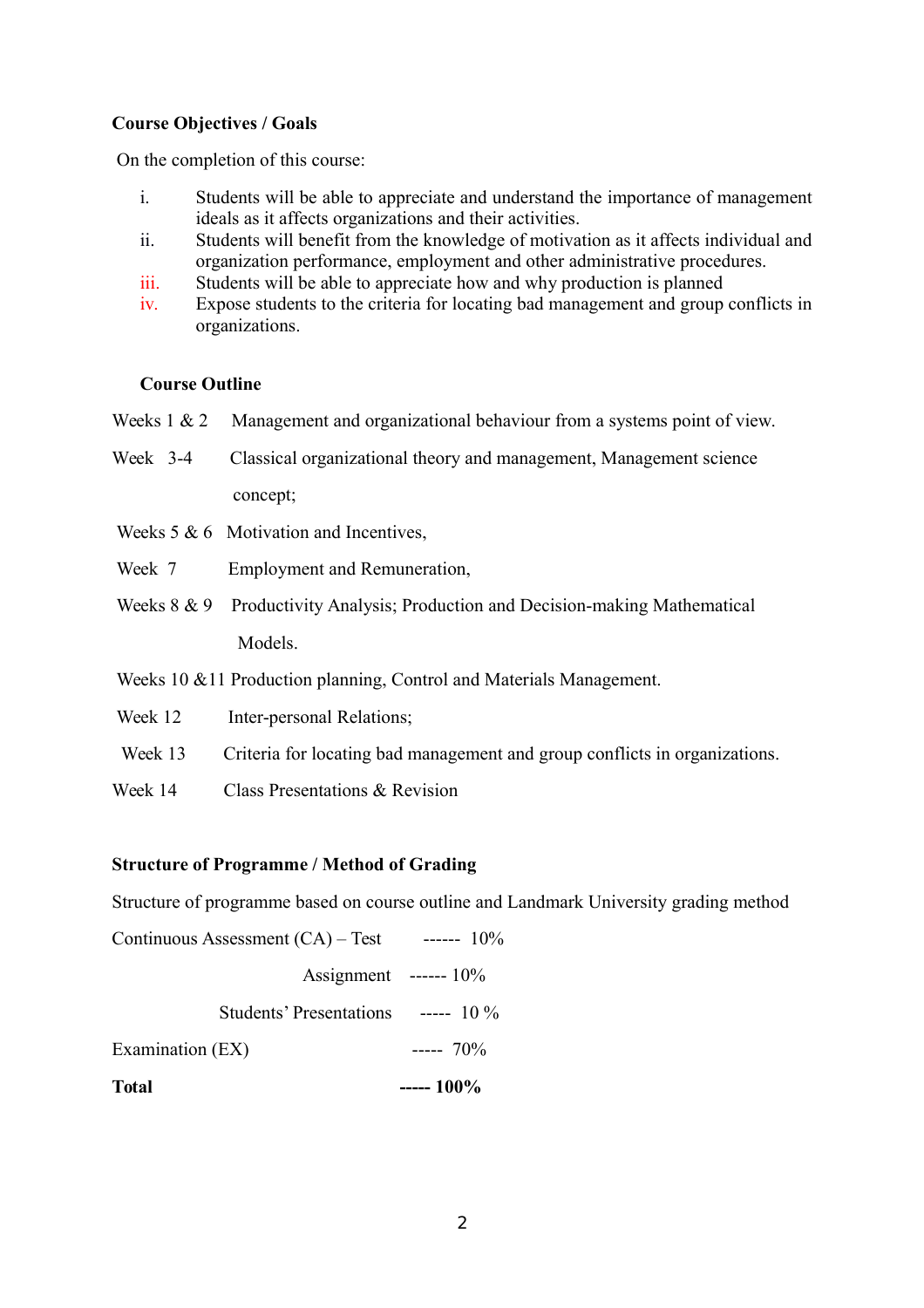**Course Objectives / Goals**

On the completion of this course:

i. Students will be able to appreciate and understand the importance of management ideals as it affects organizations and their activities.
ii. Students will benefit from the knowledge of motivation as it affects individual and organization performance, employment and other administrative procedures.
iii. Students will be able to appreciate how and why production is planned
iv. Expose students to the criteria for locating bad management and group conflicts in organizations.

**Course Outline**

Weeks 1 & 2 Management and organizational behaviour from a systems point of view.

Week 3-4 Classical organizational theory and management, Management science concept;

Weeks 5 & 6 Motivation and Incentives,

Week 7 Employment and Remuneration,

Weeks 8 & 9 Productivity Analysis; Production and Decision-making Mathematical Models.

Weeks 10 &11 Production planning, Control and Materials Management.

Week 12 Inter-personal Relations;

Week 13 Criteria for locating bad management and group conflicts in organizations.

Week 14 Class Presentations & Revision

**Structure of Programme / Method of Grading**

Structure of programme based on course outline and Landmark University grading method

Continuous Assessment (CA) – Test ------ 10%

Assignment ------ 10%

Students' Presentations ----- 10 %

Examination (EX) ----- 70%

**Total ----- 100%**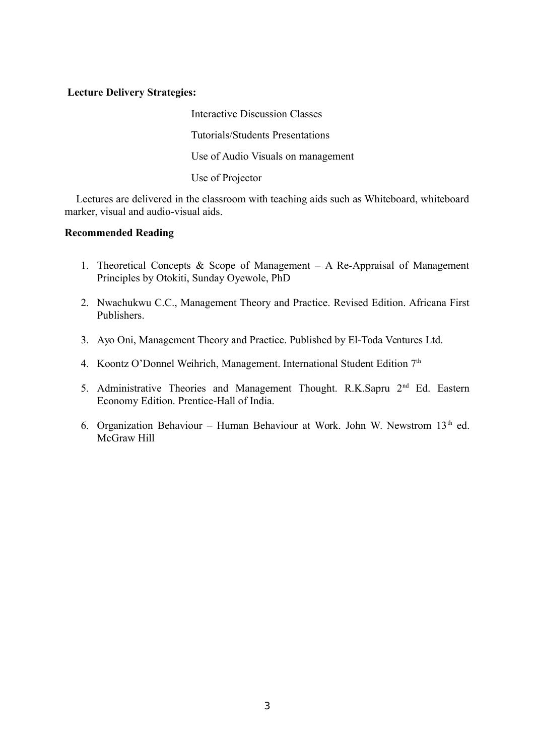**Lecture Delivery Strategies:**

Interactive Discussion Classes

Tutorials/Students Presentations

Use of Audio Visuals on management

Use of Projector

Lectures are delivered in the classroom with teaching aids such as Whiteboard, whiteboard marker, visual and audio-visual aids.

**Recommended Reading**

1. Theoretical Concepts & Scope of Management – A Re-Appraisal of Management Principles by Otokiti, Sunday Oyewole, PhD
2. Nwachukwu C.C., Management Theory and Practice. Revised Edition. Africana First Publishers.
3. Ayo Oni, Management Theory and Practice. Published by El-Toda Ventures Ltd.
4. Koontz O'Donnel Weihrich, Management. International Student Edition 7th
5. Administrative Theories and Management Thought. R.K.Sapru 2nd Ed. Eastern Economy Edition. Prentice-Hall of India.
6. Organization Behaviour – Human Behaviour at Work. John W. Newstrom 13th ed. McGraw Hill